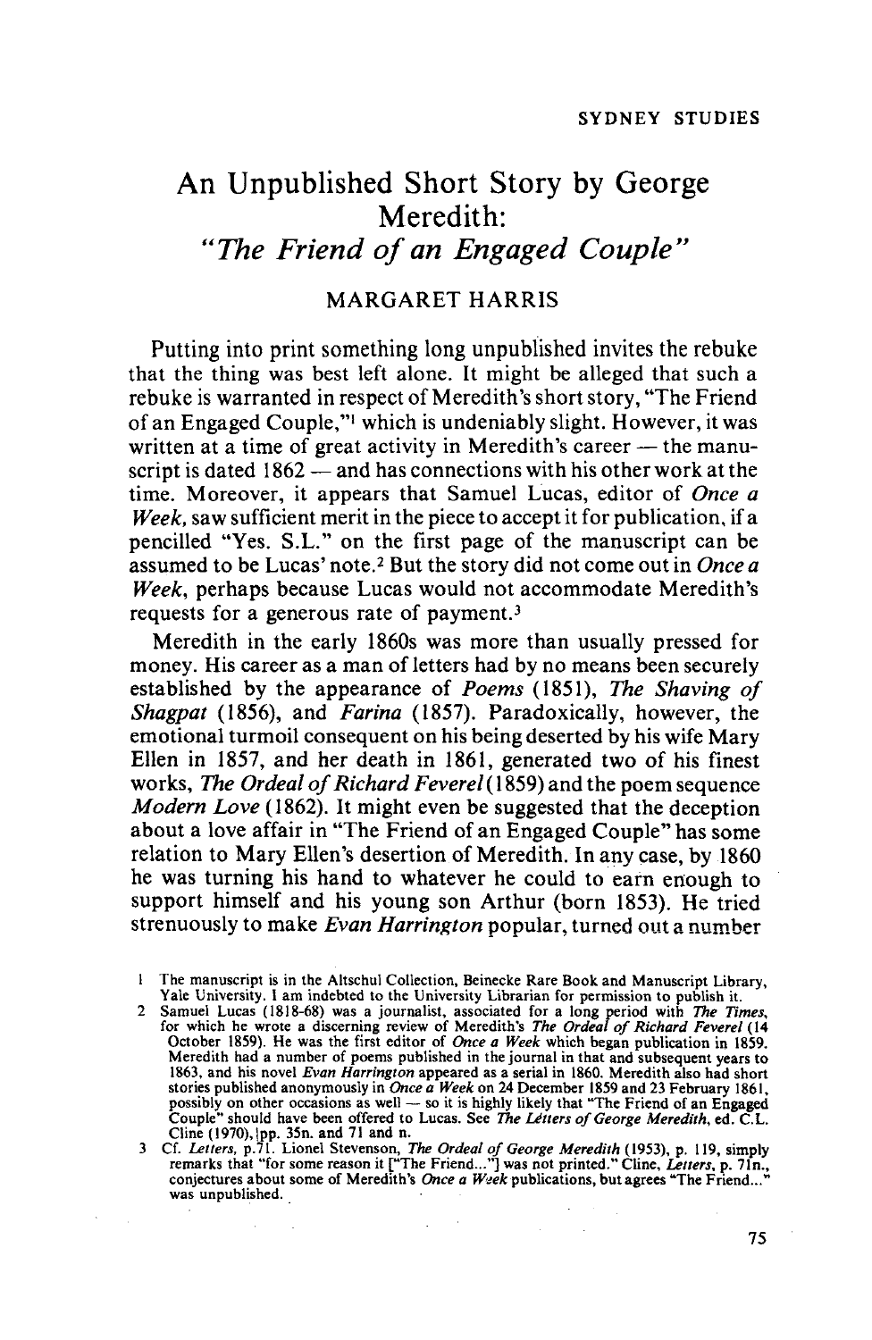# An Unpublished Short Story by George Meredith: *"The Friend of an Engaged Couple"*

MARGARET HARRIS

Putting into print something long unpublished invites the rebuke that the thing was best left alone. It might be alleged that such a rebuke is warranted in respect of Meredith's short story, "The Friend of an Engaged Couple,"[1] which is undeniably slight. However, it was written at a time of great activity in Meredith's career — the manuscript is dated 1862 — and has connections with his other work at the time. Moreover, it appears that Samuel Lucas, editor of *Once a Week*, saw sufficient merit in the piece to accept it for publication, if a pencilled "Yes. S.L." on the first page of the manuscript can be assumed to be Lucas' note.[2] But the story did not come out in *Once a Week*, perhaps because Lucas would not accommodate Meredith's requests for a generous rate of payment.[3]

Meredith in the early 1860s was more than usually pressed for money. His career as a man of letters had by no means been securely established by the appearance of *Poems* (1851), *The Shaving of Shagpat* (1856), and *Farina* (1857). Paradoxically, however, the emotional turmoil consequent on his being deserted by his wife Mary Ellen in 1857, and her death in 1861, generated two of his finest works, *The Ordeal of Richard Feverel* (1859) and the poem sequence *Modern Love* (1862). It might even be suggested that the deception about a love affair in "The Friend of an Engaged Couple" has some relation to Mary Ellen's desertion of Meredith. In any case, by 1860 he was turning his hand to whatever he could to earn enough to support himself and his young son Arthur (born 1853). He tried strenuously to make *Evan Harrington* popular, turned out a number

1 The manuscript is in the Altschul Collection, Beinecke Rare Book and Manuscript Library, Yale University. I am indebted to the University Librarian for permission to publish it.

2 Samuel Lucas (1818-68) was a journalist, associated for a long period with *The Times*, for which he wrote a discerning review of Meredith's *The Ordeal of Richard Feverel* (14 October 1859). He was the first editor of *Once a Week* which began publication in 1859. Meredith had a number of poems published in the journal in that and subsequent years to 1863, and his novel *Evan Harrington* appeared as a serial in 1860. Meredith also had short stories published anonymously in *Once a Week* on 24 December 1859 and 23 February 1861, possibly on other occasions as well — so it is highly likely that "The Friend of an Engaged Couple" should have been offered to Lucas. See *The Letters of George Meredith*, ed. C.L. Cline (1970), pp. 35n. and 71 and n.

3 Cf. *Letters*, p.71. Lionel Stevenson, *The Ordeal of George Meredith* (1953), p. 119, simply remarks that "for some reason it ["The Friend..."] was not printed." Cline, *Letters*, p. 71n., conjectures about some of Meredith's *Once a Week* publications, but agrees "The Friend..." was unpublished.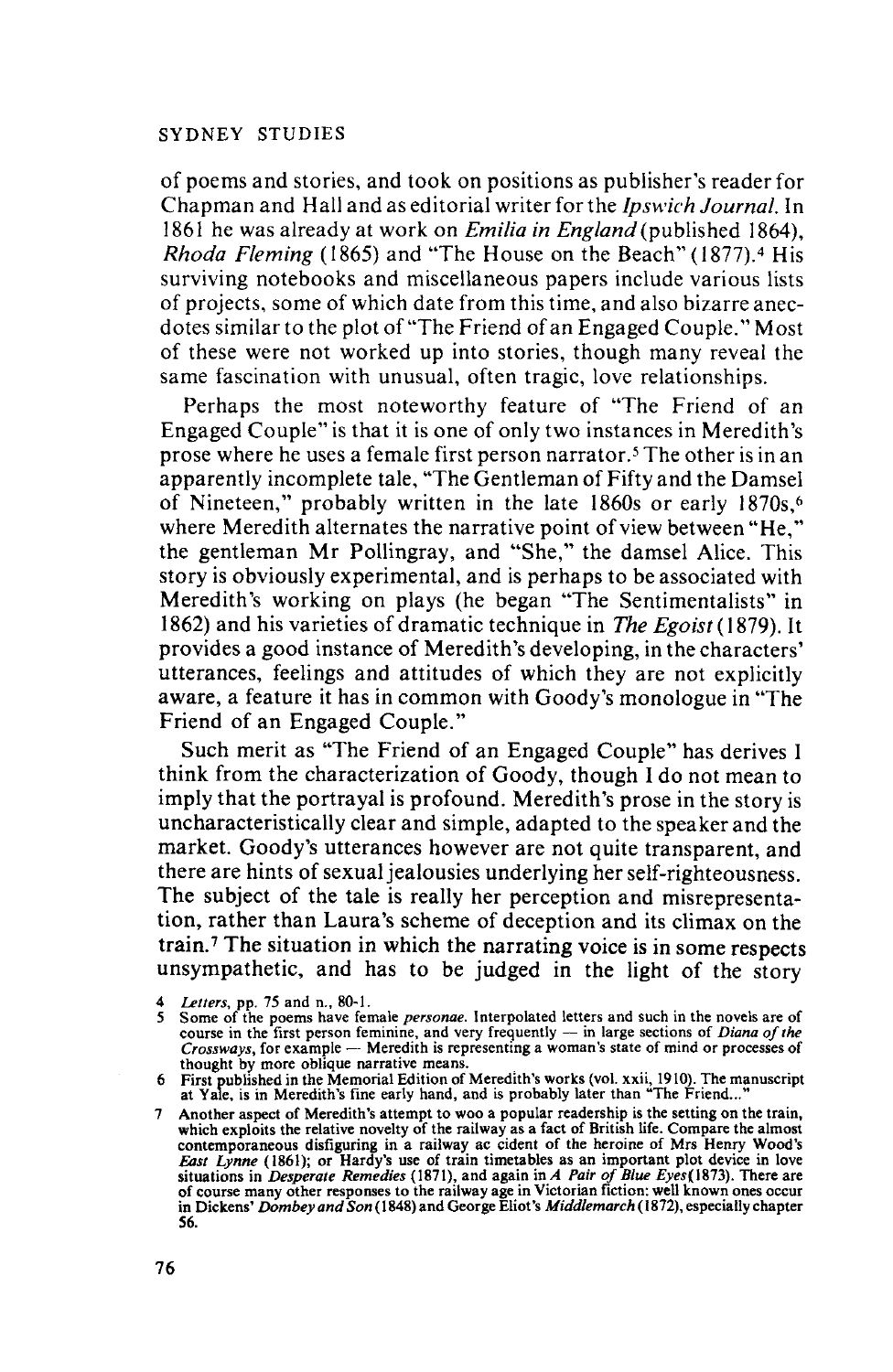of poems and stories, and took on positions as publisher's reader for Chapman and Hall and as editorial writer for the *Ipswich Journal*. In 1861 he was already at work on *Emilia in England* (published 1864), *Rhoda Fleming* (1865) and "The House on the Beach" (1877).[4] His surviving notebooks and miscellaneous papers include various lists of projects, some of which date from this time, and also bizarre anecdotes similar to the plot of "The Friend of an Engaged Couple." Most of these were not worked up into stories, though many reveal the same fascination with unusual, often tragic, love relationships.

Perhaps the most noteworthy feature of "The Friend of an Engaged Couple" is that it is one of only two instances in Meredith's prose where he uses a female first person narrator.[5] The other is in an apparently incomplete tale, "The Gentleman of Fifty and the Damsel of Nineteen," probably written in the late 1860s or early 1870s,[6] where Meredith alternates the narrative point of view between "He," the gentleman Mr Pollingray, and "She," the damsel Alice. This story is obviously experimental, and is perhaps to be associated with Meredith's working on plays (he began "The Sentimentalists" in 1862) and his varieties of dramatic technique in *The Egoist* (1879). It provides a good instance of Meredith's developing, in the characters' utterances, feelings and attitudes of which they are not explicitly aware, a feature it has in common with Goody's monologue in "The Friend of an Engaged Couple."

Such merit as "The Friend of an Engaged Couple" has derives I think from the characterization of Goody, though I do not mean to imply that the portrayal is profound. Meredith's prose in the story is uncharacteristically clear and simple, adapted to the speaker and the market. Goody's utterances however are not quite transparent, and there are hints of sexual jealousies underlying her self-righteousness. The subject of the tale is really her perception and misrepresentation, rather than Laura's scheme of deception and its climax on the train.[7] The situation in which the narrating voice is in some respects unsympathetic, and has to be judged in the light of the story

4 *Letters*, pp. 75 and n., 80-1.

5 Some of the poems have female *personae*. Interpolated letters and such in the novels are of course in the first person feminine, and very frequently — in large sections of *Diana of the Crossways*, for example — Meredith is representing a woman's state of mind or processes of thought by more oblique narrative means.

6 First published in the Memorial Edition of Meredith's works (vol. xxii, 1910). The manuscript at Yale, is in Meredith's fine early hand, and is probably later than "The Friend..."

7 Another aspect of Meredith's attempt to woo a popular readership is the setting on the train, which exploits the relative novelty of the railway as a fact of British life. Compare the almost contemporaneous disfiguring in a railway ac cident of the heroine of Mrs Henry Wood's *East Lynne* (1861); or Hardy's use of train timetables as an important plot device in love situations in *Desperate Remedies* (1871), and again in *A Pair of Blue Eyes* (1873). There are of course many other responses to the railway age in Victorian fiction: well known ones occur in Dickens' *Dombey and Son* (1848) and George Eliot's *Middlemarch* (1872), especially chapter 56.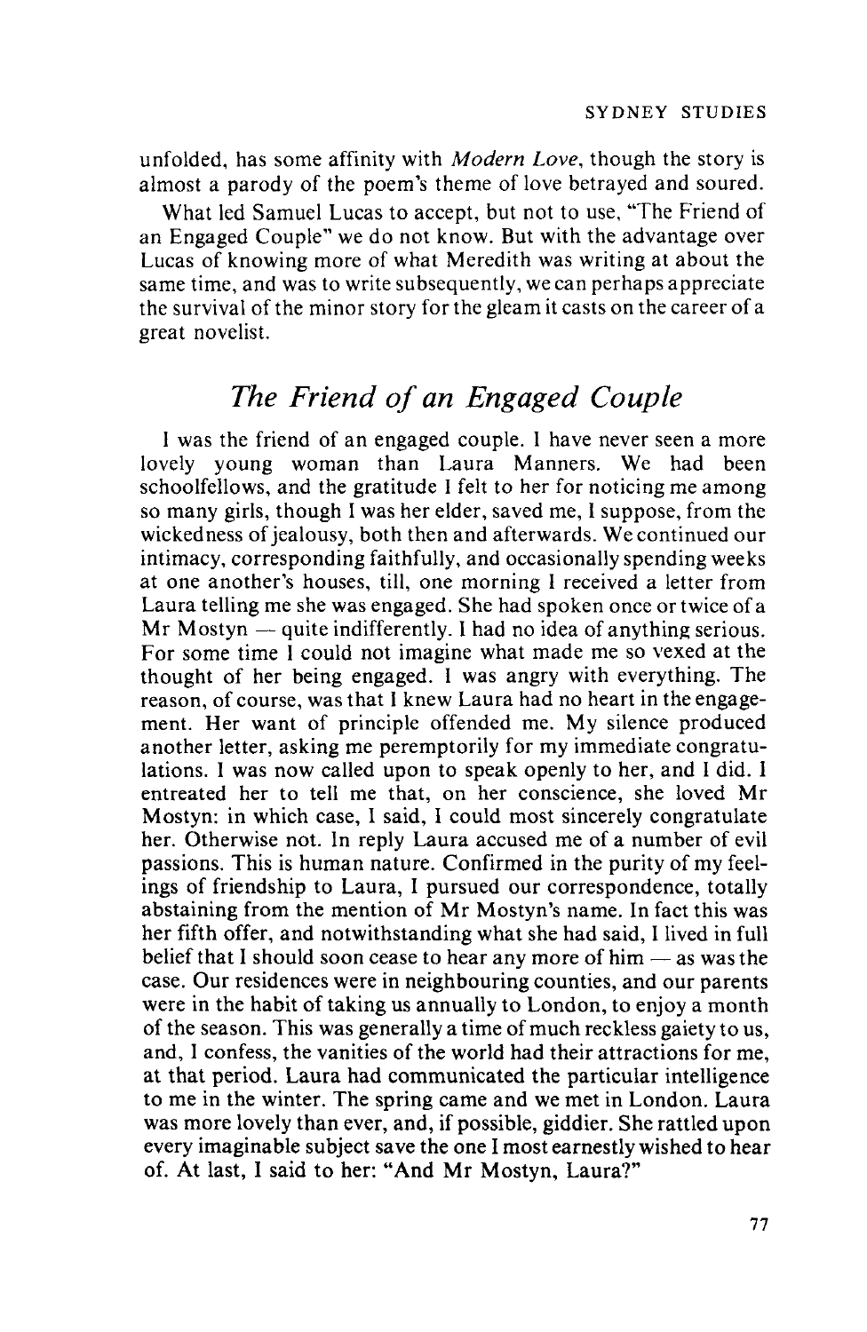unfolded, has some affinity with *Modern Love*, though the story is almost a parody of the poem's theme of love betrayed and soured.

What led Samuel Lucas to accept, but not to use, "The Friend of an Engaged Couple" we do not know. But with the advantage over Lucas of knowing more of what Meredith was writing at about the same time, and was to write subsequently, we can perhaps appreciate the survival of the minor story for the gleam it casts on the career of a great novelist.

## *The Friend of an Engaged Couple*

I was the friend of an engaged couple. I have never seen a more lovely young woman than Laura Manners. We had been schoolfellows, and the gratitude I felt to her for noticing me among so many girls, though I was her elder, saved me, I suppose, from the wickedness of jealousy, both then and afterwards. We continued our intimacy, corresponding faithfully, and occasionally spending weeks at one another's houses, till, one morning I received a letter from Laura telling me she was engaged. She had spoken once or twice of a Mr Mostyn — quite indifferently. I had no idea of anything serious. For some time I could not imagine what made me so vexed at the thought of her being engaged. I was angry with everything. The reason, of course, was that I knew Laura had no heart in the engagement. Her want of principle offended me. My silence produced another letter, asking me peremptorily for my immediate congratulations. I was now called upon to speak openly to her, and I did. I entreated her to tell me that, on her conscience, she loved Mr Mostyn: in which case, I said, I could most sincerely congratulate her. Otherwise not. In reply Laura accused me of a number of evil passions. This is human nature. Confirmed in the purity of my feelings of friendship to Laura, I pursued our correspondence, totally abstaining from the mention of Mr Mostyn's name. In fact this was her fifth offer, and notwithstanding what she had said, I lived in full belief that I should soon cease to hear any more of him — as was the case. Our residences were in neighbouring counties, and our parents were in the habit of taking us annually to London, to enjoy a month of the season. This was generally a time of much reckless gaiety to us, and, I confess, the vanities of the world had their attractions for me, at that period. Laura had communicated the particular intelligence to me in the winter. The spring came and we met in London. Laura was more lovely than ever, and, if possible, giddier. She rattled upon every imaginable subject save the one I most earnestly wished to hear of. At last, I said to her: "And Mr Mostyn, Laura?"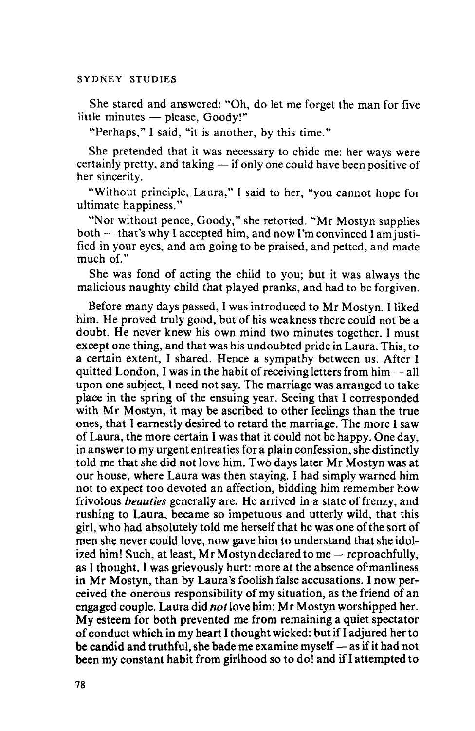She stared and answered: "Oh, do let me forget the man for five little minutes — please, Goody!"

"Perhaps," I said, "it is another, by this time."

She pretended that it was necessary to chide me: her ways were certainly pretty, and taking — if only one could have been positive of her sincerity.

"Without principle, Laura," I said to her, "you cannot hope for ultimate happiness."

"Nor without pence, Goody," she retorted. "Mr Mostyn supplies both — that's why I accepted him, and now I'm convinced I am justified in your eyes, and am going to be praised, and petted, and made much of."

She was fond of acting the child to you; but it was always the malicious naughty child that played pranks, and had to be forgiven.

Before many days passed, I was introduced to Mr Mostyn. I liked him. He proved truly good, but of his weakness there could not be a doubt. He never knew his own mind two minutes together. I must except one thing, and that was his undoubted pride in Laura. This, to a certain extent, I shared. Hence a sympathy between us. After I quitted London, I was in the habit of receiving letters from him — all upon one subject, I need not say. The marriage was arranged to take place in the spring of the ensuing year. Seeing that I corresponded with Mr Mostyn, it may be ascribed to other feelings than the true ones, that I earnestly desired to retard the marriage. The more I saw of Laura, the more certain I was that it could not be happy. One day, in answer to my urgent entreaties for a plain confession, she distinctly told me that she did not love him. Two days later Mr Mostyn was at our house, where Laura was then staying. I had simply warned him not to expect too devoted an affection, bidding him remember how frivolous *beauties* generally are. He arrived in a state of frenzy, and rushing to Laura, became so impetuous and utterly wild, that this girl, who had absolutely told me herself that he was one of the sort of men she never could love, now gave him to understand that she idolized him! Such, at least, Mr Mostyn declared to me — reproachfully, as I thought. I was grievously hurt: more at the absence of manliness in Mr Mostyn, than by Laura's foolish false accusations. I now perceived the onerous responsibility of my situation, as the friend of an engaged couple. Laura did *not* love him: Mr Mostyn worshipped her. My esteem for both prevented me from remaining a quiet spectator of conduct which in my heart I thought wicked: but if I adjured her to be candid and truthful, she bade me examine myself — as if it had not been my constant habit from girlhood so to do! and if I attempted to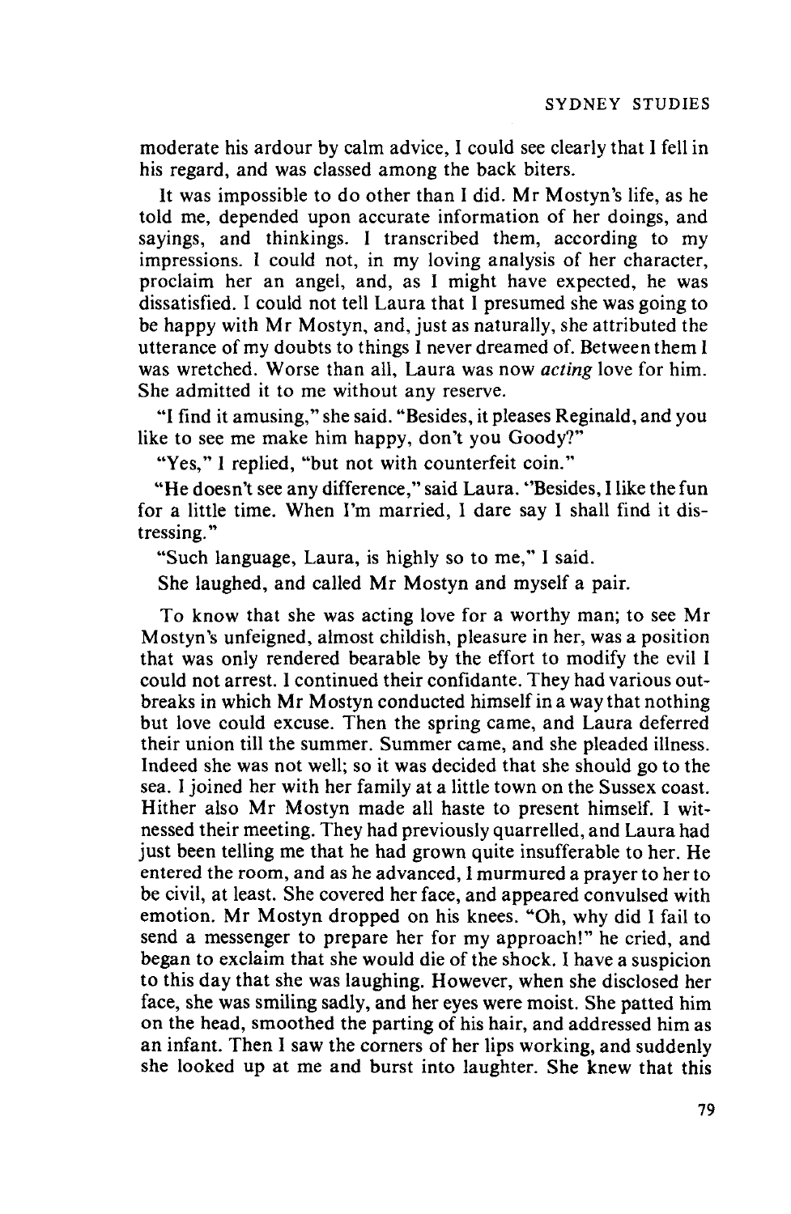moderate his ardour by calm advice, I could see clearly that I fell in his regard, and was classed among the back biters.

It was impossible to do other than I did. Mr Mostyn's life, as he told me, depended upon accurate information of her doings, and sayings, and thinkings. I transcribed them, according to my impressions. I could not, in my loving analysis of her character, proclaim her an angel, and, as I might have expected, he was dissatisfied. I could not tell Laura that I presumed she was going to be happy with Mr Mostyn, and, just as naturally, she attributed the utterance of my doubts to things I never dreamed of. Between them I was wretched. Worse than all, Laura was now *acting* love for him. She admitted it to me without any reserve.

"I find it amusing," she said. "Besides, it pleases Reginald, and you like to see me make him happy, don't you Goody?"

"Yes," I replied, "but not with counterfeit coin."

"He doesn't see any difference," said Laura. "Besides, I like the fun for a little time. When I'm married, I dare say I shall find it distressing."

"Such language, Laura, is highly so to me," I said.

She laughed, and called Mr Mostyn and myself a pair.

To know that she was acting love for a worthy man; to see Mr Mostyn's unfeigned, almost childish, pleasure in her, was a position that was only rendered bearable by the effort to modify the evil I could not arrest. I continued their confidante. They had various outbreaks in which Mr Mostyn conducted himself in a way that nothing but love could excuse. Then the spring came, and Laura deferred their union till the summer. Summer came, and she pleaded illness. Indeed she was not well; so it was decided that she should go to the sea. I joined her with her family at a little town on the Sussex coast. Hither also Mr Mostyn made all haste to present himself. I witnessed their meeting. They had previously quarrelled, and Laura had just been telling me that he had grown quite insufferable to her. He entered the room, and as he advanced, I murmured a prayer to her to be civil, at least. She covered her face, and appeared convulsed with emotion. Mr Mostyn dropped on his knees. "Oh, why did I fail to send a messenger to prepare her for my approach!" he cried, and began to exclaim that she would die of the shock. I have a suspicion to this day that she was laughing. However, when she disclosed her face, she was smiling sadly, and her eyes were moist. She patted him on the head, smoothed the parting of his hair, and addressed him as an infant. Then I saw the corners of her lips working, and suddenly she looked up at me and burst into laughter. She knew that this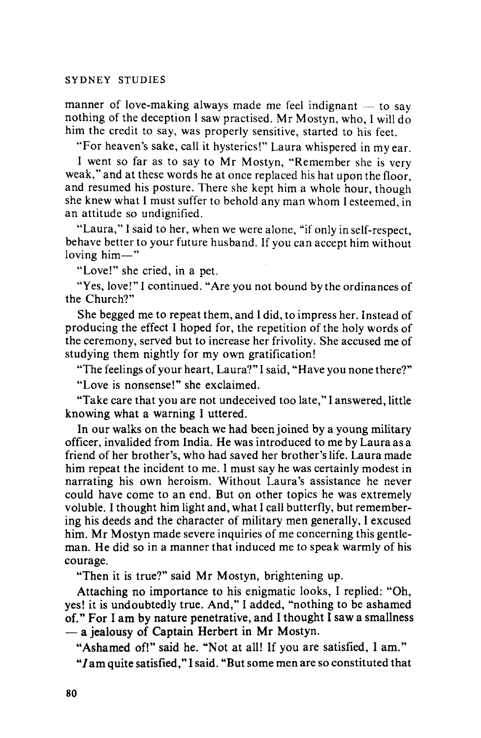manner of love-making always made me feel indignant — to say nothing of the deception I saw practised. Mr Mostyn, who, I will do him the credit to say, was properly sensitive, started to his feet.

"For heaven's sake, call it hysterics!" Laura whispered in my ear.

I went so far as to say to Mr Mostyn, "Remember she is very weak," and at these words he at once replaced his hat upon the floor, and resumed his posture. There she kept him a whole hour, though she knew what I must suffer to behold any man whom I esteemed, in an attitude so undignified.

"Laura," I said to her, when we were alone, "if only in self-respect, behave better to your future husband. If you can accept him without loving him—"

"Love!" she cried, in a pet.

"Yes, love!" I continued. "Are you not bound by the ordinances of the Church?"

She begged me to repeat them, and I did, to impress her. Instead of producing the effect I hoped for, the repetition of the holy words of the ceremony, served but to increase her frivolity. She accused me of studying them nightly for my own gratification!

"The feelings of your heart, Laura?" I said, "Have you none there?"

"Love is nonsense!" she exclaimed.

"Take care that you are not undeceived too late," I answered, little knowing what a warning I uttered.

In our walks on the beach we had been joined by a young military officer, invalided from India. He was introduced to me by Laura as a friend of her brother's, who had saved her brother's life. Laura made him repeat the incident to me. I must say he was certainly modest in narrating his own heroism. Without Laura's assistance he never could have come to an end. But on other topics he was extremely voluble. I thought him light and, what I call butterfly, but remembering his deeds and the character of military men generally, I excused him. Mr Mostyn made severe inquiries of me concerning this gentleman. He did so in a manner that induced me to speak warmly of his courage.

"Then it is true?" said Mr Mostyn, brightening up.

Attaching no importance to his enigmatic looks, I replied: "Oh, yes! it is undoubtedly true. And," I added, "nothing to be ashamed of." For I am by nature penetrative, and I thought I saw a smallness — a jealousy of Captain Herbert in Mr Mostyn.

"Ashamed of!" said he. "Not at all! If you are satisfied, I am."

"*I* am quite satisfied," I said. "But some men are so constituted that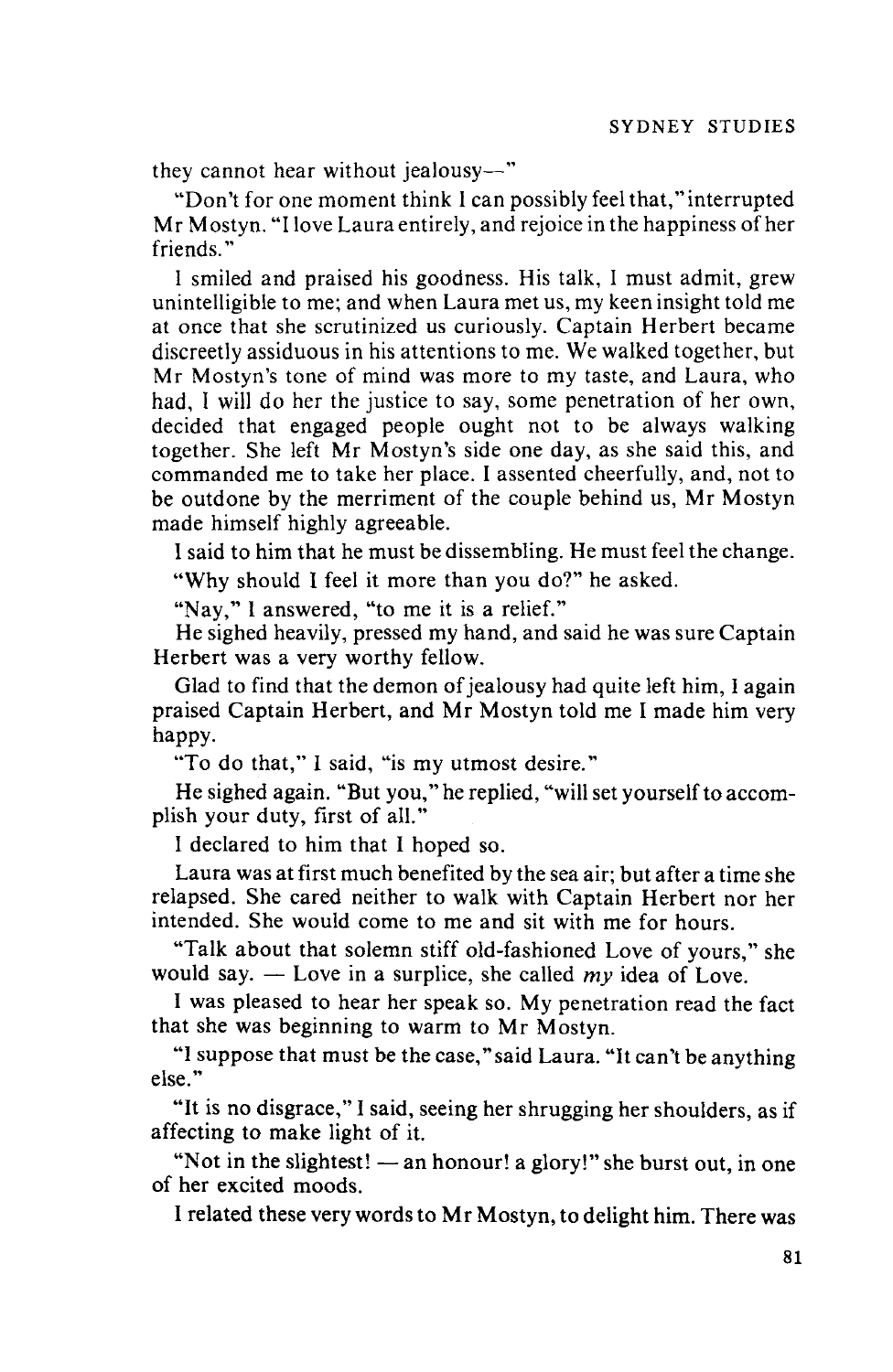they cannot hear without jealousy—"

"Don't for one moment think I can possibly feel that," interrupted Mr Mostyn. "I love Laura entirely, and rejoice in the happiness of her friends."

I smiled and praised his goodness. His talk, I must admit, grew unintelligible to me; and when Laura met us, my keen insight told me at once that she scrutinized us curiously. Captain Herbert became discreetly assiduous in his attentions to me. We walked together, but Mr Mostyn's tone of mind was more to my taste, and Laura, who had, I will do her the justice to say, some penetration of her own, decided that engaged people ought not to be always walking together. She left Mr Mostyn's side one day, as she said this, and commanded me to take her place. I assented cheerfully, and, not to be outdone by the merriment of the couple behind us, Mr Mostyn made himself highly agreeable.

I said to him that he must be dissembling. He must feel the change.

"Why should I feel it more than you do?" he asked.

"Nay," I answered, "to me it is a relief."

He sighed heavily, pressed my hand, and said he was sure Captain Herbert was a very worthy fellow.

Glad to find that the demon of jealousy had quite left him, I again praised Captain Herbert, and Mr Mostyn told me I made him very happy.

"To do that," I said, "is my utmost desire."

He sighed again. "But you," he replied, "will set yourself to accomplish your duty, first of all."

I declared to him that I hoped so.

Laura was at first much benefited by the sea air; but after a time she relapsed. She cared neither to walk with Captain Herbert nor her intended. She would come to me and sit with me for hours.

"Talk about that solemn stiff old-fashioned Love of yours," she would say. — Love in a surplice, she called *my* idea of Love.

I was pleased to hear her speak so. My penetration read the fact that she was beginning to warm to Mr Mostyn.

"I suppose that must be the case," said Laura. "It can't be anything else."

"It is no disgrace," I said, seeing her shrugging her shoulders, as if affecting to make light of it.

"Not in the slightest! — an honour! a glory!" she burst out, in one of her excited moods.

I related these very words to Mr Mostyn, to delight him. There was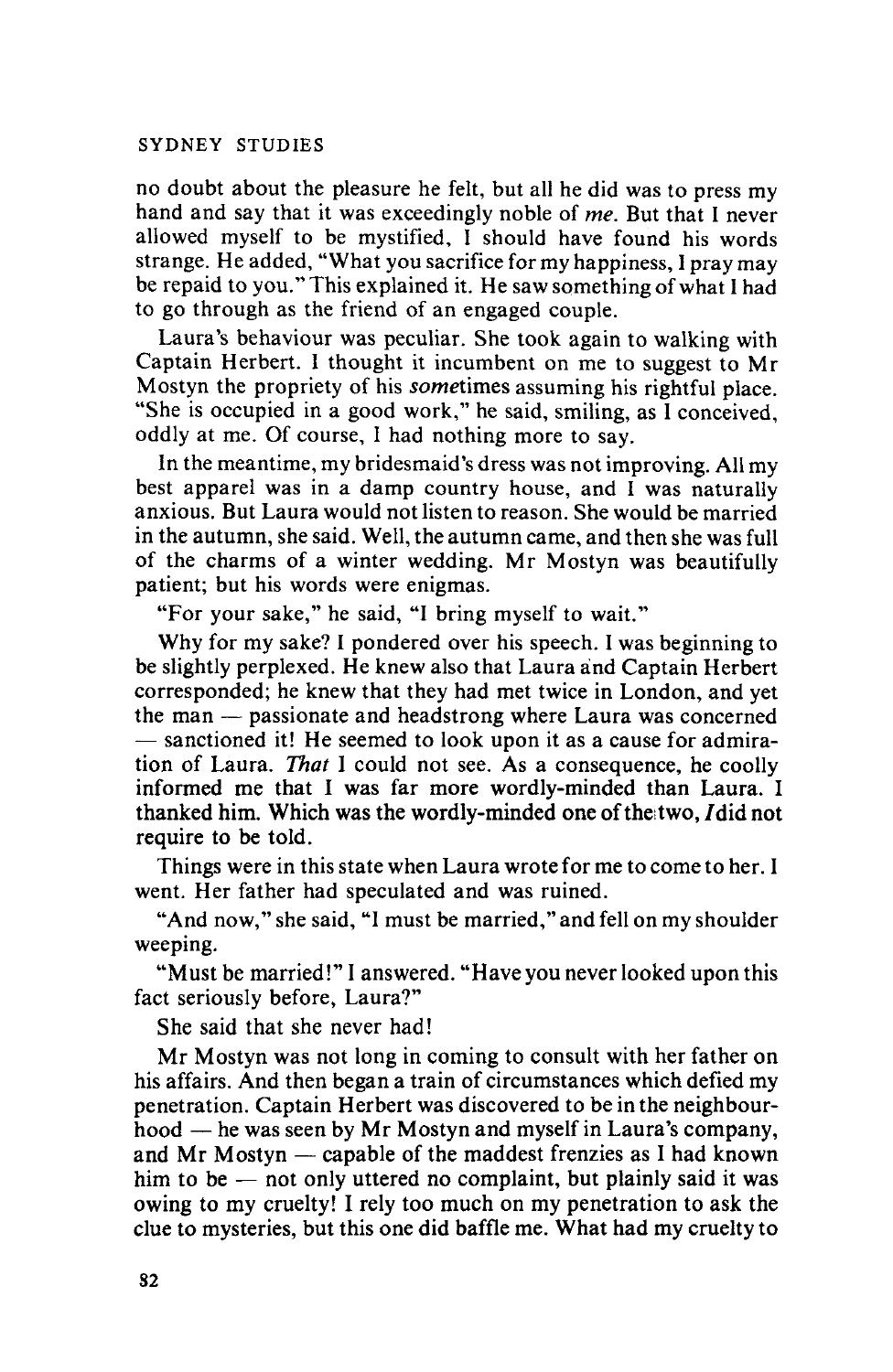no doubt about the pleasure he felt, but all he did was to press my hand and say that it was exceedingly noble of *me*. But that I never allowed myself to be mystified, I should have found his words strange. He added, "What you sacrifice for my happiness, I pray may be repaid to you." This explained it. He saw something of what I had to go through as the friend of an engaged couple.

Laura's behaviour was peculiar. She took again to walking with Captain Herbert. I thought it incumbent on me to suggest to Mr Mostyn the propriety of his *some*times assuming his rightful place. "She is occupied in a good work," he said, smiling, as I conceived, oddly at me. Of course, I had nothing more to say.

In the meantime, my bridesmaid's dress was not improving. All my best apparel was in a damp country house, and I was naturally anxious. But Laura would not listen to reason. She would be married in the autumn, she said. Well, the autumn came, and then she was full of the charms of a winter wedding. Mr Mostyn was beautifully patient; but his words were enigmas.

"For your sake," he said, "I bring myself to wait."

Why for my sake? I pondered over his speech. I was beginning to be slightly perplexed. He knew also that Laura and Captain Herbert corresponded; he knew that they had met twice in London, and yet the man — passionate and headstrong where Laura was concerned — sanctioned it! He seemed to look upon it as a cause for admiration of Laura. *That* I could not see. As a consequence, he coolly informed me that I was far more wordly-minded than Laura. I thanked him. Which was the wordly-minded one of the two, *I* did not require to be told.

Things were in this state when Laura wrote for me to come to her. I went. Her father had speculated and was ruined.

"And now," she said, "I must be married," and fell on my shoulder weeping.

"Must be married!" I answered. "Have you never looked upon this fact seriously before, Laura?"

She said that she never had!

Mr Mostyn was not long in coming to consult with her father on his affairs. And then began a train of circumstances which defied my penetration. Captain Herbert was discovered to be in the neighbourhood — he was seen by Mr Mostyn and myself in Laura's company, and Mr Mostyn — capable of the maddest frenzies as I had known him to be — not only uttered no complaint, but plainly said it was owing to my cruelty! I rely too much on my penetration to ask the clue to mysteries, but this one did baffle me. What had my cruelty to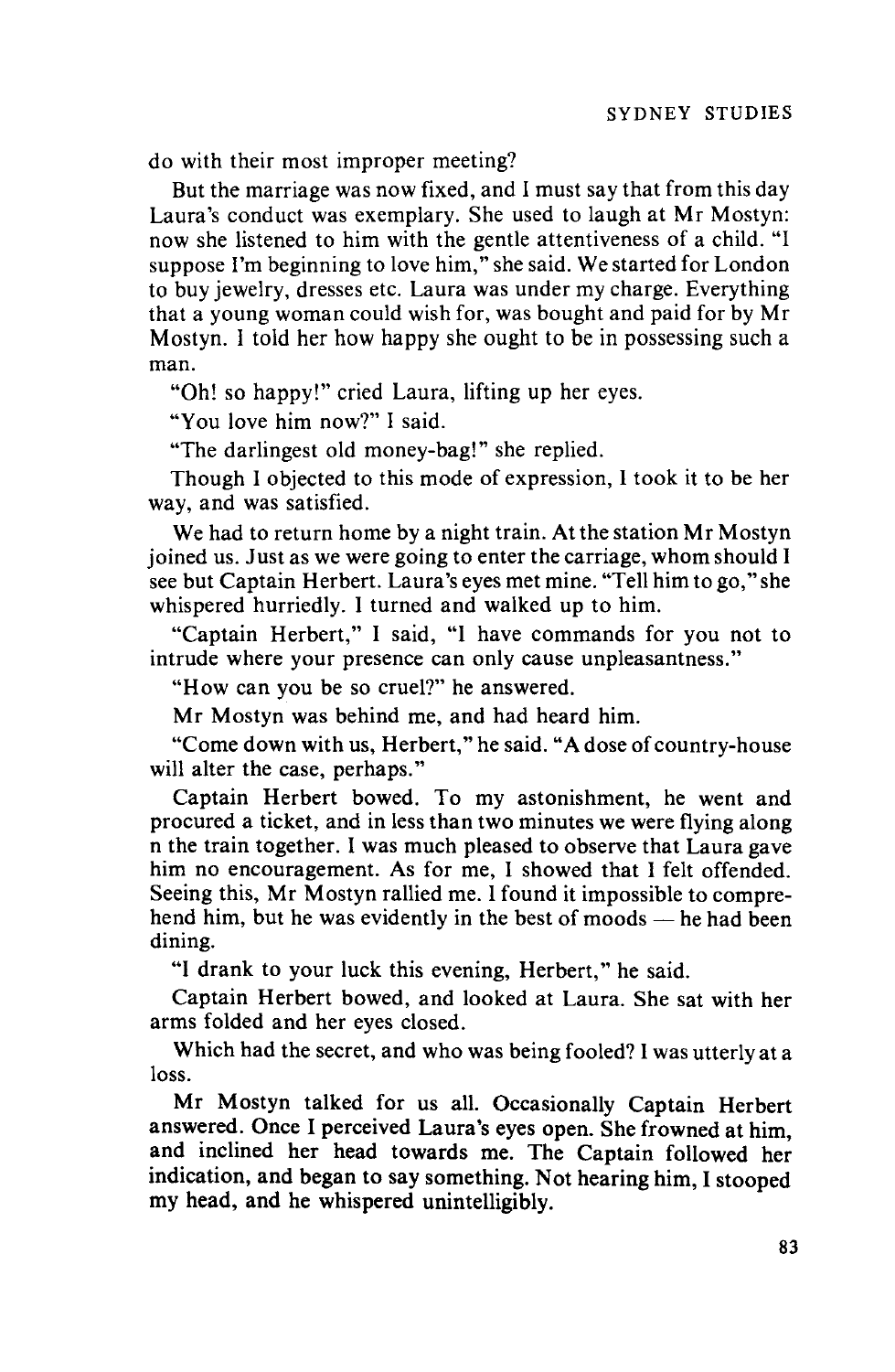do with their most improper meeting?

But the marriage was now fixed, and I must say that from this day Laura's conduct was exemplary. She used to laugh at Mr Mostyn: now she listened to him with the gentle attentiveness of a child. "I suppose I'm beginning to love him," she said. We started for London to buy jewelry, dresses etc. Laura was under my charge. Everything that a young woman could wish for, was bought and paid for by Mr Mostyn. I told her how happy she ought to be in possessing such a man.

"Oh! so happy!" cried Laura, lifting up her eyes.

"You love him now?" I said.

"The darlingest old money-bag!" she replied.

Though I objected to this mode of expression, I took it to be her way, and was satisfied.

We had to return home by a night train. At the station Mr Mostyn joined us. Just as we were going to enter the carriage, whom should I see but Captain Herbert. Laura's eyes met mine. "Tell him to go," she whispered hurriedly. I turned and walked up to him.

"Captain Herbert," I said, "I have commands for you not to intrude where your presence can only cause unpleasantness."

"How can you be so cruel?" he answered.

Mr Mostyn was behind me, and had heard him.

"Come down with us, Herbert," he said. "A dose of country-house will alter the case, perhaps."

Captain Herbert bowed. To my astonishment, he went and procured a ticket, and in less than two minutes we were flying along n the train together. I was much pleased to observe that Laura gave him no encouragement. As for me, I showed that I felt offended. Seeing this, Mr Mostyn rallied me. I found it impossible to comprehend him, but he was evidently in the best of moods — he had been dining.

"I drank to your luck this evening, Herbert," he said.

Captain Herbert bowed, and looked at Laura. She sat with her arms folded and her eyes closed.

Which had the secret, and who was being fooled? I was utterly at a loss.

Mr Mostyn talked for us all. Occasionally Captain Herbert answered. Once I perceived Laura's eyes open. She frowned at him, and inclined her head towards me. The Captain followed her indication, and began to say something. Not hearing him, I stooped my head, and he whispered unintelligibly.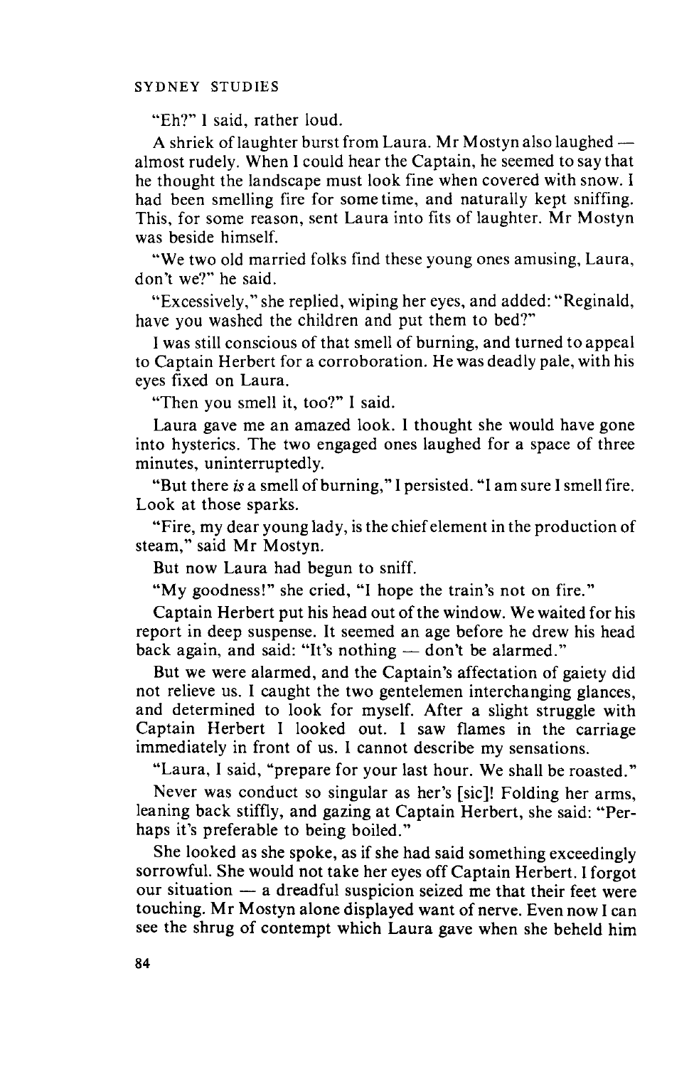"Eh?" I said, rather loud.

A shriek of laughter burst from Laura. Mr Mostyn also laughed — almost rudely. When I could hear the Captain, he seemed to say that he thought the landscape must look fine when covered with snow. I had been smelling fire for some time, and naturally kept sniffing. This, for some reason, sent Laura into fits of laughter. Mr Mostyn was beside himself.

"We two old married folks find these young ones amusing, Laura, don't we?" he said.

"Excessively," she replied, wiping her eyes, and added: "Reginald, have you washed the children and put them to bed?"

I was still conscious of that smell of burning, and turned to appeal to Captain Herbert for a corroboration. He was deadly pale, with his eyes fixed on Laura.

"Then you smell it, too?" I said.

Laura gave me an amazed look. I thought she would have gone into hysterics. The two engaged ones laughed for a space of three minutes, uninterruptedly.

"But there *is* a smell of burning," I persisted. "I am sure I smell fire. Look at those sparks.

"Fire, my dear young lady, is the chief element in the production of steam," said Mr Mostyn.

But now Laura had begun to sniff.

"My goodness!" she cried, "I hope the train's not on fire."

Captain Herbert put his head out of the window. We waited for his report in deep suspense. It seemed an age before he drew his head back again, and said: "It's nothing — don't be alarmed."

But we were alarmed, and the Captain's affectation of gaiety did not relieve us. I caught the two gentelemen interchanging glances, and determined to look for myself. After a slight struggle with Captain Herbert I looked out. I saw flames in the carriage immediately in front of us. I cannot describe my sensations.

"Laura, I said, "prepare for your last hour. We shall be roasted."

Never was conduct so singular as her's [sic]! Folding her arms, leaning back stiffly, and gazing at Captain Herbert, she said: "Perhaps it's preferable to being boiled."

She looked as she spoke, as if she had said something exceedingly sorrowful. She would not take her eyes off Captain Herbert. I forgot our situation — a dreadful suspicion seized me that their feet were touching. Mr Mostyn alone displayed want of nerve. Even now I can see the shrug of contempt which Laura gave when she beheld him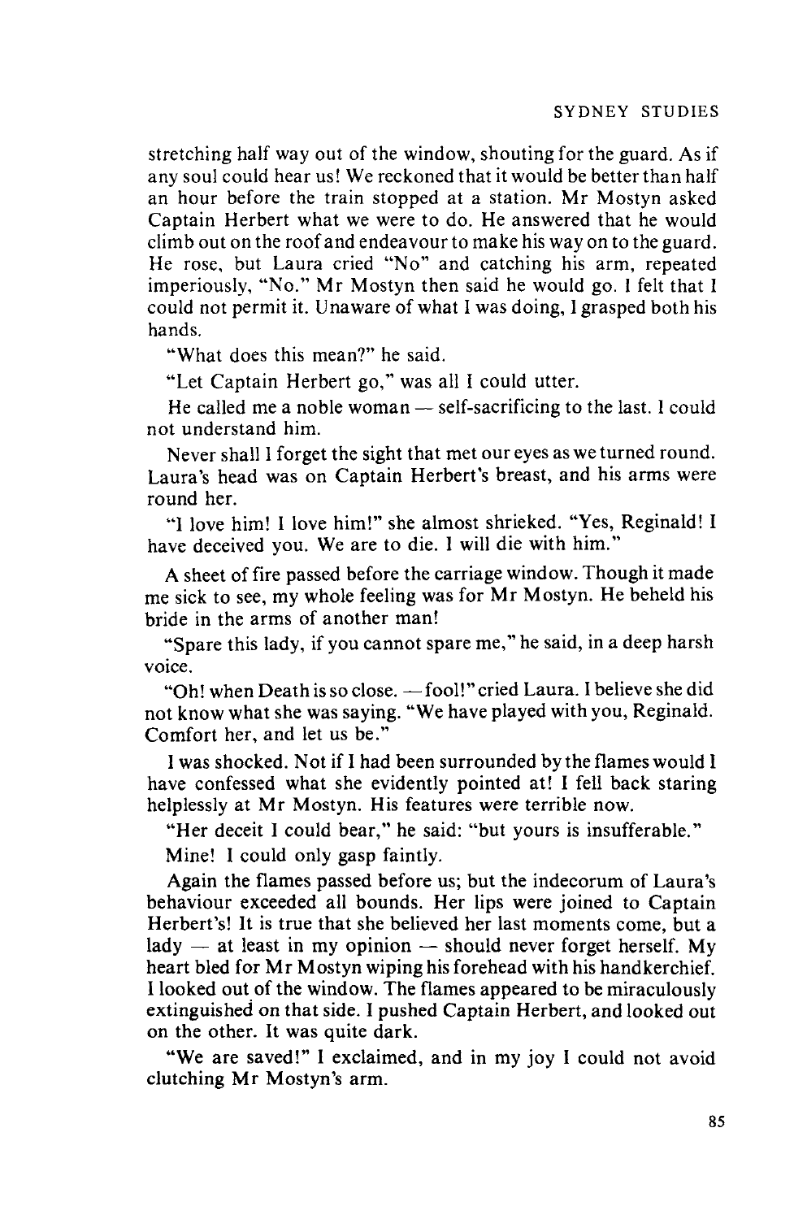stretching half way out of the window, shouting for the guard. As if any soul could hear us! We reckoned that it would be better than half an hour before the train stopped at a station. Mr Mostyn asked Captain Herbert what we were to do. He answered that he would climb out on the roof and endeavour to make his way on to the guard. He rose, but Laura cried "No" and catching his arm, repeated imperiously, "No." Mr Mostyn then said he would go. I felt that I could not permit it. Unaware of what I was doing, I grasped both his hands.

"What does this mean?" he said.

"Let Captain Herbert go," was all I could utter.

He called me a noble woman — self-sacrificing to the last. I could not understand him.

Never shall I forget the sight that met our eyes as we turned round. Laura's head was on Captain Herbert's breast, and his arms were round her.

"I love him! I love him!" she almost shrieked. "Yes, Reginald! I have deceived you. We are to die. I will die with him."

A sheet of fire passed before the carriage window. Though it made me sick to see, my whole feeling was for Mr Mostyn. He beheld his bride in the arms of another man!

"Spare this lady, if you cannot spare me," he said, in a deep harsh voice.

"Oh! when Death is so close. — fool!" cried Laura. I believe she did not know what she was saying. "We have played with you, Reginald. Comfort her, and let us be."

I was shocked. Not if I had been surrounded by the flames would I have confessed what she evidently pointed at! I fell back staring helplessly at Mr Mostyn. His features were terrible now.

"Her deceit I could bear," he said: "but yours is insufferable."

Mine! I could only gasp faintly.

Again the flames passed before us; but the indecorum of Laura's behaviour exceeded all bounds. Her lips were joined to Captain Herbert's! It is true that she believed her last moments come, but a lady — at least in my opinion — should never forget herself. My heart bled for Mr Mostyn wiping his forehead with his handkerchief. I looked out of the window. The flames appeared to be miraculously extinguished on that side. I pushed Captain Herbert, and looked out on the other. It was quite dark.

"We are saved!" I exclaimed, and in my joy I could not avoid clutching Mr Mostyn's arm.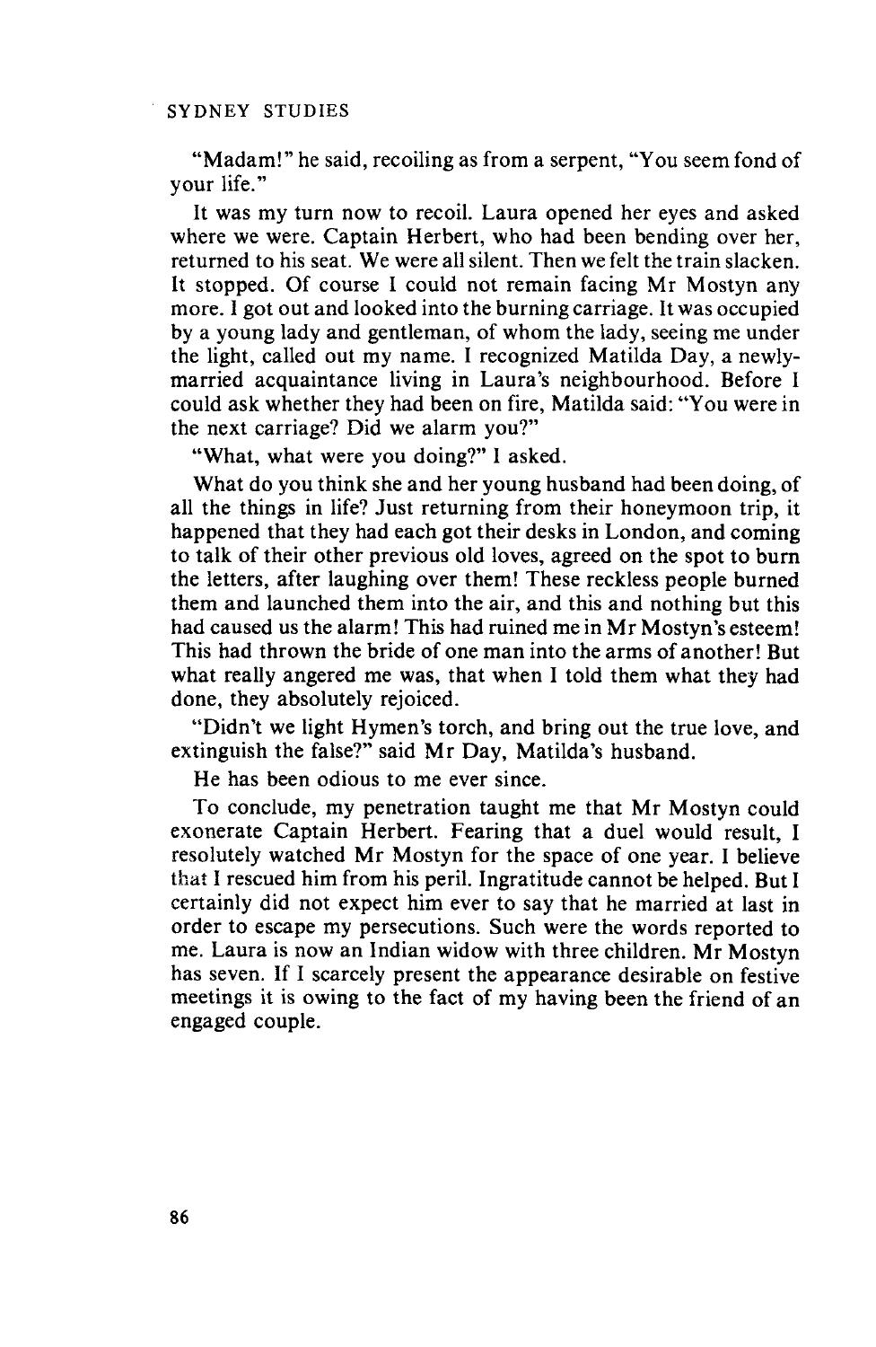"Madam!" he said, recoiling as from a serpent, "You seem fond of your life."

It was my turn now to recoil. Laura opened her eyes and asked where we were. Captain Herbert, who had been bending over her, returned to his seat. We were all silent. Then we felt the train slacken. It stopped. Of course I could not remain facing Mr Mostyn any more. I got out and looked into the burning carriage. It was occupied by a young lady and gentleman, of whom the lady, seeing me under the light, called out my name. I recognized Matilda Day, a newly-married acquaintance living in Laura's neighbourhood. Before I could ask whether they had been on fire, Matilda said: "You were in the next carriage? Did we alarm you?"

"What, what were you doing?" I asked.

What do you think she and her young husband had been doing, of all the things in life? Just returning from their honeymoon trip, it happened that they had each got their desks in London, and coming to talk of their other previous old loves, agreed on the spot to burn the letters, after laughing over them! These reckless people burned them and launched them into the air, and this and nothing but this had caused us the alarm! This had ruined me in Mr Mostyn's esteem! This had thrown the bride of one man into the arms of another! But what really angered me was, that when I told them what they had done, they absolutely rejoiced.

"Didn't we light Hymen's torch, and bring out the true love, and extinguish the false?" said Mr Day, Matilda's husband.

He has been odious to me ever since.

To conclude, my penetration taught me that Mr Mostyn could exonerate Captain Herbert. Fearing that a duel would result, I resolutely watched Mr Mostyn for the space of one year. I believe that I rescued him from his peril. Ingratitude cannot be helped. But I certainly did not expect him ever to say that he married at last in order to escape my persecutions. Such were the words reported to me. Laura is now an Indian widow with three children. Mr Mostyn has seven. If I scarcely present the appearance desirable on festive meetings it is owing to the fact of my having been the friend of an engaged couple.